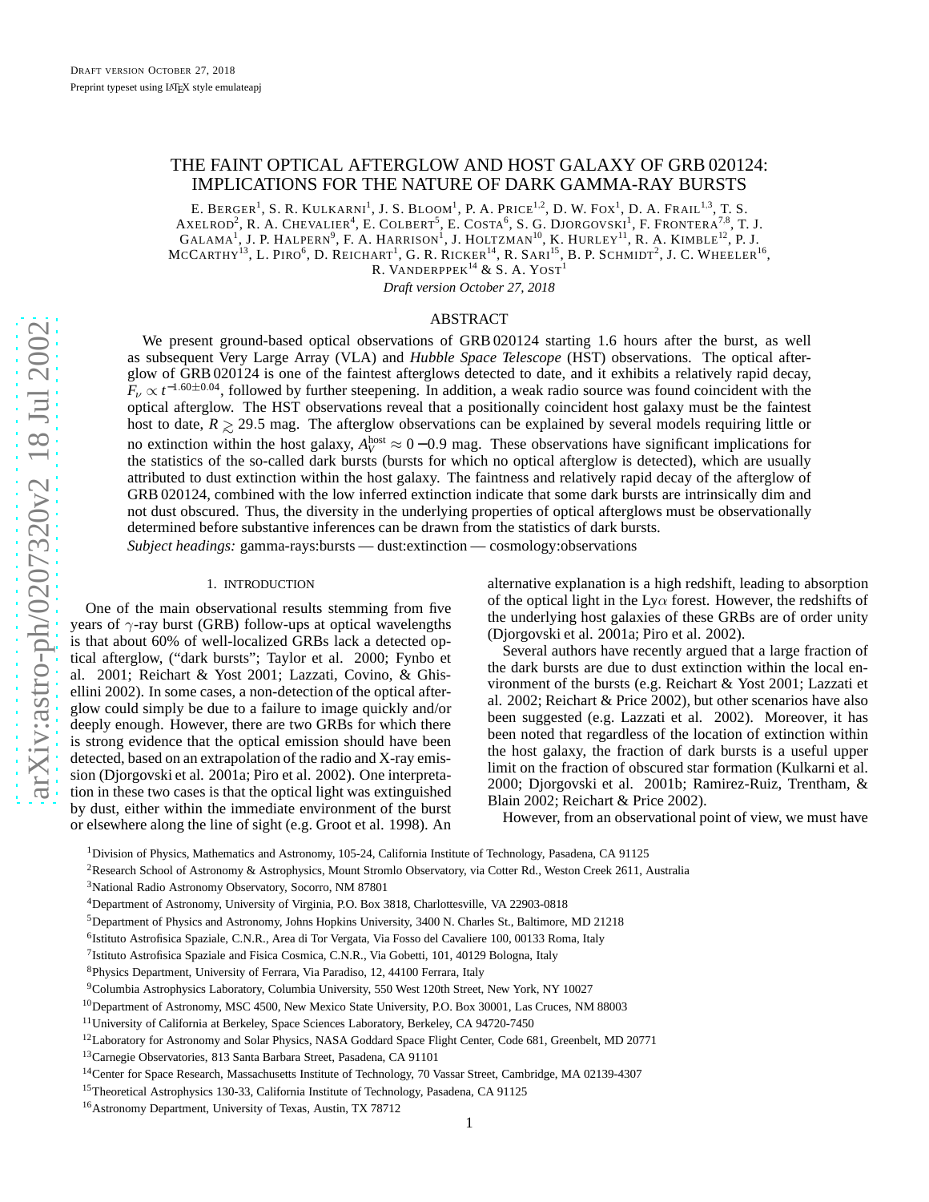Draft version October 27, 2018

Preprint typeset using LaTeX style emulateapj

# THE FAINT OPTICAL AFTERGLOW AND HOST GALAXY OF GRB 020124: IMPLICATIONS FOR THE NATURE OF DARK GAMMA-RAY BURSTS

E. Berger[1], S. R. Kulkarni[1], J. S. Bloom[1], P. A. Price[1,2], D. W. Fox[1], D. A. Frail[1,3], T. S. Axelrod[2], R. A. Chevalier[4], E. Colbert[5], E. Costa[6], S. G. Djorgovski[1], F. Frontera[7,8], T. J. Galama[1], J. P. Halpern[9], F. A. Harrison[1], J. Holtzman[10], K. Hurley[11], R. A. Kimble[12], P. J. McCarthy[13], L. Piro[6], D. Reichart[1], G. R. Ricker[14], R. Sari[15], B. P. Schmidt[2], J. C. Wheeler[16], R. Vanderppek[14] & S. A. Yost[1]

*Draft version October 27, 2018*

## ABSTRACT

We present ground-based optical observations of GRB 020124 starting 1.6 hours after the burst, as well as subsequent Very Large Array (VLA) and *Hubble Space Telescope* (HST) observations. The optical afterglow of GRB 020124 is one of the faintest afterglows detected to date, and it exhibits a relatively rapid decay, $F_\nu \propto t^{-1.60\pm0.04}$, followed by further steepening. In addition, a weak radio source was found coincident with the optical afterglow. The HST observations reveal that a positionally coincident host galaxy must be the faintest host to date, $R \gtrsim 29.5$ mag. The afterglow observations can be explained by several models requiring little or no extinction within the host galaxy, $A_V^{\rm host} \approx 0-0.9$ mag. These observations have significant implications for the statistics of the so-called dark bursts (bursts for which no optical afterglow is detected), which are usually attributed to dust extinction within the host galaxy. The faintness and relatively rapid decay of the afterglow of GRB 020124, combined with the low inferred extinction indicate that some dark bursts are intrinsically dim and not dust obscured. Thus, the diversity in the underlying properties of optical afterglows must be observationally determined before substantive inferences can be drawn from the statistics of dark bursts.

*Subject headings:* gamma-rays:bursts — dust:extinction — cosmology:observations

## 1. INTRODUCTION

One of the main observational results stemming from five years of $\gamma$-ray burst (GRB) follow-ups at optical wavelengths is that about 60% of well-localized GRBs lack a detected optical afterglow, ("dark bursts"; Taylor et al. 2000; Fynbo et al. 2001; Reichart & Yost 2001; Lazzati, Covino, & Ghisellini 2002). In some cases, a non-detection of the optical afterglow could simply be due to a failure to image quickly and/or deeply enough. However, there are two GRBs for which there is strong evidence that the optical emission should have been detected, based on an extrapolation of the radio and X-ray emission (Djorgovski et al. 2001a; Piro et al. 2002). One interpretation in these two cases is that the optical light was extinguished by dust, either within the immediate environment of the burst or elsewhere along the line of sight (e.g. Groot et al. 1998). An alternative explanation is a high redshift, leading to absorption of the optical light in the Ly$\alpha$ forest. However, the redshifts of the underlying host galaxies of these GRBs are of order unity (Djorgovski et al. 2001a; Piro et al. 2002).

Several authors have recently argued that a large fraction of the dark bursts are due to dust extinction within the local environment of the bursts (e.g. Reichart & Yost 2001; Lazzati et al. 2002; Reichart & Price 2002), but other scenarios have also been suggested (e.g. Lazzati et al. 2002). Moreover, it has been noted that regardless of the location of extinction within the host galaxy, the fraction of dark bursts is a useful upper limit on the fraction of obscured star formation (Kulkarni et al. 2000; Djorgovski et al. 2001b; Ramirez-Ruiz, Trentham, & Blain 2002; Reichart & Price 2002).

However, from an observational point of view, we must have

[1]Division of Physics, Mathematics and Astronomy, 105-24, California Institute of Technology, Pasadena, CA 91125

[2]Research School of Astronomy & Astrophysics, Mount Stromlo Observatory, via Cotter Rd., Weston Creek 2611, Australia

[3]National Radio Astronomy Observatory, Socorro, NM 87801

[4]Department of Astronomy, University of Virginia, P.O. Box 3818, Charlottesville, VA 22903-0818

[5]Department of Physics and Astronomy, Johns Hopkins University, 3400 N. Charles St., Baltimore, MD 21218

[6]Istituto Astrofisica Spaziale, C.N.R., Area di Tor Vergata, Via Fosso del Cavaliere 100, 00133 Roma, Italy

[7]Istituto Astrofisica Spaziale and Fisica Cosmica, C.N.R., Via Gobetti, 101, 40129 Bologna, Italy

[8]Physics Department, University of Ferrara, Via Paradiso, 12, 44100 Ferrara, Italy

[9]Columbia Astrophysics Laboratory, Columbia University, 550 West 120th Street, New York, NY 10027

[10]Department of Astronomy, MSC 4500, New Mexico State University, P.O. Box 30001, Las Cruces, NM 88003

[11]University of California at Berkeley, Space Sciences Laboratory, Berkeley, CA 94720-7450

[12]Laboratory for Astronomy and Solar Physics, NASA Goddard Space Flight Center, Code 681, Greenbelt, MD 20771

[13]Carnegie Observatories, 813 Santa Barbara Street, Pasadena, CA 91101

[14]Center for Space Research, Massachusetts Institute of Technology, 70 Vassar Street, Cambridge, MA 02139-4307

[15]Theoretical Astrophysics 130-33, California Institute of Technology, Pasadena, CA 91125

[16]Astronomy Department, University of Texas, Austin, TX 78712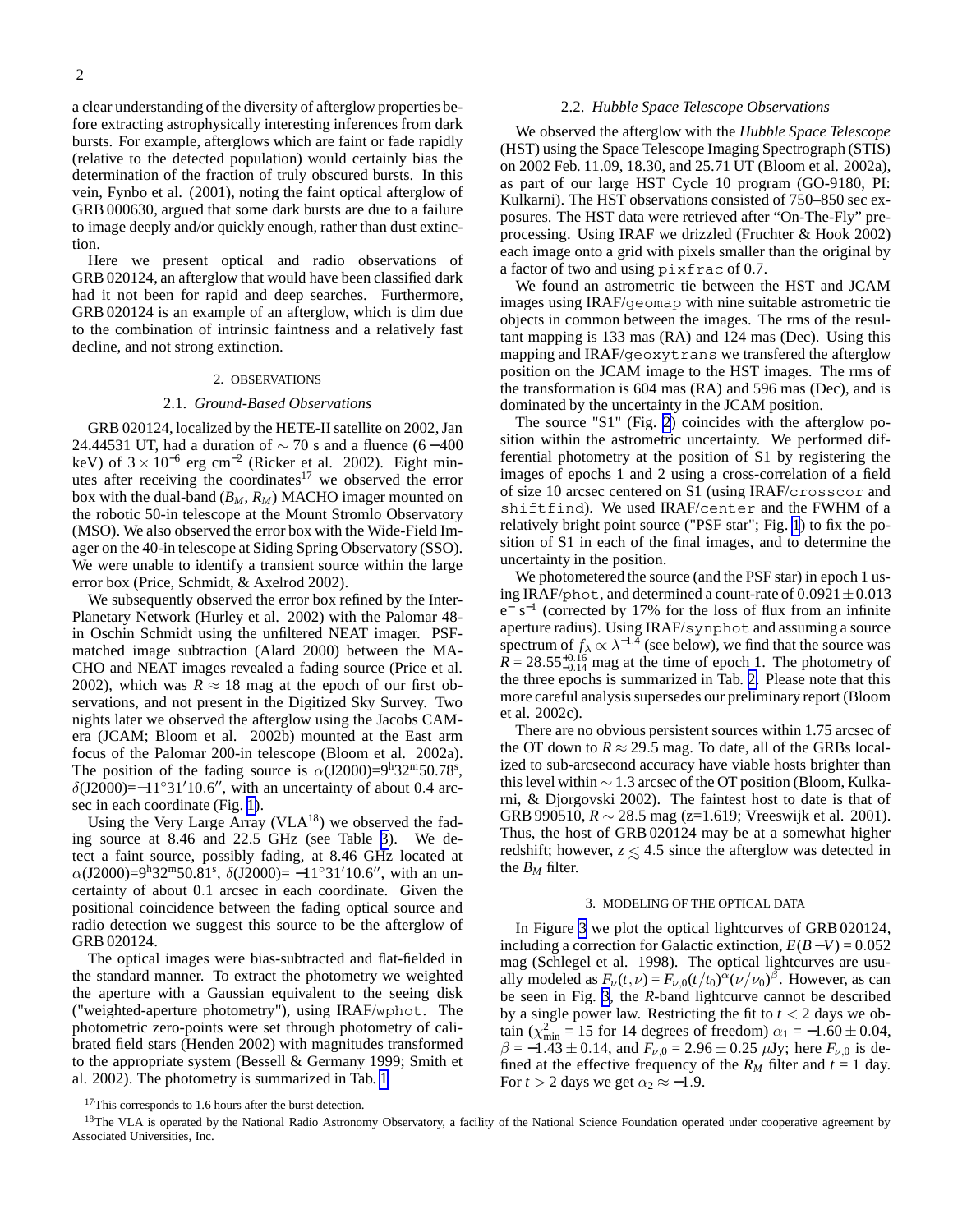a clear understanding of the diversity of afterglow properties before extracting astrophysically interesting inferences from dark bursts. For example, afterglows which are faint or fade rapidly (relative to the detected population) would certainly bias the determination of the fraction of truly obscured bursts. In this vein, Fynbo et al. (2001), noting the faint optical afterglow of GRB 000630, argued that some dark bursts are due to a failure to image deeply and/or quickly enough, rather than dust extinction.

Here we present optical and radio observations of GRB 020124, an afterglow that would have been classified dark had it not been for rapid and deep searches. Furthermore, GRB 020124 is an example of an afterglow, which is dim due to the combination of intrinsic faintness and a relatively fast decline, and not strong extinction.

## 2. OBSERVATIONS

### 2.1. *Ground-Based Observations*

GRB 020124, localized by the HETE-II satellite on 2002, Jan 24.44531 UT, had a duration of $\sim 70$ s and a fluence ($6-400$ keV) of $3\times10^{-6}$ erg cm$^{-2}$ (Ricker et al. 2002). Eight minutes after receiving the coordinates[17] we observed the error box with the dual-band ($B_M$, $R_M$) MACHO imager mounted on the robotic 50-in telescope at the Mount Stromlo Observatory (MSO). We also observed the error box with the Wide-Field Imager on the 40-in telescope at Siding Spring Observatory (SSO). We were unable to identify a transient source within the large error box (Price, Schmidt, & Axelrod 2002).

We subsequently observed the error box refined by the Inter-Planetary Network (Hurley et al. 2002) with the Palomar 48-in Oschin Schmidt using the unfiltered NEAT imager. PSF-matched image subtraction (Alard 2000) between the MACHO and NEAT images revealed a fading source (Price et al. 2002), which was $R\approx 18$ mag at the epoch of our first observations, and not present in the Digitized Sky Survey. Two nights later we observed the afterglow using the Jacobs CAMera (JCAM; Bloom et al. 2002b) mounted at the East arm focus of the Palomar 200-in telescope (Bloom et al. 2002a). The position of the fading source is $\alpha$(J2000)=9$^{\rm h}$32$^{\rm m}$50.78$^{\rm s}$, $\delta$(J2000)=$-11^\circ 31' 10.6''$, with an uncertainty of about 0.4 arcsec in each coordinate (Fig. 1).

Using the Very Large Array (VLA[18]) we observed the fading source at 8.46 and 22.5 GHz (see Table 3). We detect a faint source, possibly fading, at 8.46 GHz located at $\alpha$(J2000)=9$^{\rm h}$32$^{\rm m}$50.81$^{\rm s}$, $\delta$(J2000)= $-11^\circ 31' 10.6''$, with an uncertainty of about 0.1 arcsec in each coordinate. Given the positional coincidence between the fading optical source and radio detection we suggest this source to be the afterglow of GRB 020124.

The optical images were bias-subtracted and flat-fielded in the standard manner. To extract the photometry we weighted the aperture with a Gaussian equivalent to the seeing disk ("weighted-aperture photometry"), using IRAF/wphot. The photometric zero-points were set through photometry of calibrated field stars (Henden 2002) with magnitudes transformed to the appropriate system (Bessell & Germany 1999; Smith et al. 2002). The photometry is summarized in Tab. 1.

### 2.2. *Hubble Space Telescope Observations*

We observed the afterglow with the *Hubble Space Telescope* (HST) using the Space Telescope Imaging Spectrograph (STIS) on 2002 Feb. 11.09, 18.30, and 25.71 UT (Bloom et al. 2002a), as part of our large HST Cycle 10 program (GO-9180, PI: Kulkarni). The HST observations consisted of 750–850 sec exposures. The HST data were retrieved after "On-The-Fly" preprocessing. Using IRAF we drizzled (Fruchter & Hook 2002) each image onto a grid with pixels smaller than the original by a factor of two and using pixfrac of 0.7.

We found an astrometric tie between the HST and JCAM images using IRAF/geomap with nine suitable astrometric tie objects in common between the images. The rms of the resultant mapping is 133 mas (RA) and 124 mas (Dec). Using this mapping and IRAF/geoxytrans we transfered the afterglow position on the JCAM image to the HST images. The rms of the transformation is 604 mas (RA) and 596 mas (Dec), and is dominated by the uncertainty in the JCAM position.

The source "S1" (Fig. 2) coincides with the afterglow position within the astrometric uncertainty. We performed differential photometry at the position of S1 by registering the images of epochs 1 and 2 using a cross-correlation of a field of size 10 arcsec centered on S1 (using IRAF/crosscor and shiftfind). We used IRAF/center and the FWHM of a relatively bright point source ("PSF star"; Fig. 1) to fix the position of S1 in each of the final images, and to determine the uncertainty in the position.

We photometered the source (and the PSF star) in epoch 1 using IRAF/phot, and determined a count-rate of $0.0921\pm0.013$ e$^-$ s$^{-1}$ (corrected by 17% for the loss of flux from an infinite aperture radius). Using IRAF/synphot and assuming a source spectrum of $f_\lambda \propto \lambda^{-1.4}$ (see below), we find that the source was $R = 28.55^{+0.16}_{-0.14}$ mag at the time of epoch 1. The photometry of the three epochs is summarized in Tab. 2. Please note that this more careful analysis supersedes our preliminary report (Bloom et al. 2002c).

There are no obvious persistent sources within 1.75 arcsec of the OT down to $R\approx 29.5$ mag. To date, all of the GRBs localized to sub-arcsecond accuracy have viable hosts brighter than this level within $\sim 1.3$ arcsec of the OT position (Bloom, Kulkarni, & Djorgovski 2002). The faintest host to date is that of GRB 990510, $R\sim 28.5$ mag (z=1.619; Vreeswijk et al. 2001). Thus, the host of GRB 020124 may be at a somewhat higher redshift; however, $z\lesssim 4.5$ since the afterglow was detected in the $B_M$ filter.

## 3. MODELING OF THE OPTICAL DATA

In Figure 3 we plot the optical lightcurves of GRB 020124, including a correction for Galactic extinction, $E(B-V) = 0.052$ mag (Schlegel et al. 1998). The optical lightcurves are usually modeled as $F_\nu(t,\nu) = F_{\nu,0}(t/t_0)^\alpha(\nu/\nu_0)^\beta$. However, as can be seen in Fig. 3, the *R*-band lightcurve cannot be described by a single power law. Restricting the fit to $t < 2$ days we obtain ($\chi^2_{\rm min} = 15$ for 14 degrees of freedom) $\alpha_1 = -1.60\pm0.04$, $\beta = -1.43\pm0.14$, and $F_{\nu,0} = 2.96\pm0.25$ $\mu$Jy; here $F_{\nu,0}$ is defined at the effective frequency of the $R_M$ filter and $t = 1$ day. For $t > 2$ days we get $\alpha_2\approx -1.9$.

[17] This corresponds to 1.6 hours after the burst detection.

[18] The VLA is operated by the National Radio Astronomy Observatory, a facility of the National Science Foundation operated under cooperative agreement by Associated Universities, Inc.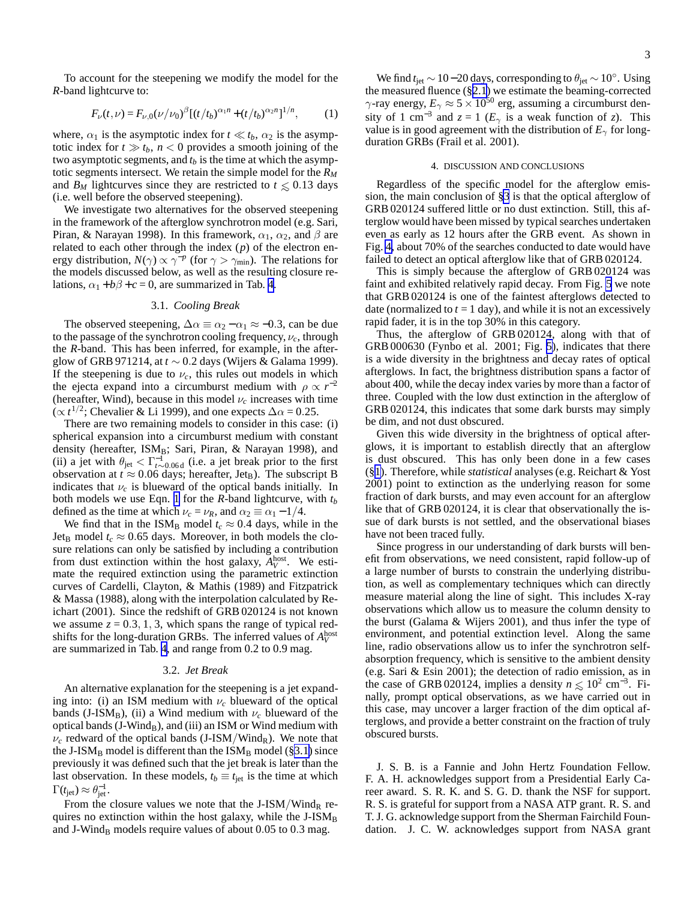To account for the steepening we modify the model for the $R$-band lightcurve to:

$$F_\nu(t,\nu) = F_{\nu,0}(\nu/\nu_0)^\beta [(t/t_b)^{\alpha_1 n} + (t/t_b)^{\alpha_2 n}]^{1/n}, \qquad (1)$$

where, $\alpha_1$ is the asymptotic index for $t \ll t_b$, $\alpha_2$ is the asymptotic index for $t \gg t_b$, $n < 0$ provides a smooth joining of the two asymptotic segments, and $t_b$ is the time at which the asymptotic segments intersect. We retain the simple model for the $R_M$ and $B_M$ lightcurves since they are restricted to $t \lesssim 0.13$ days (i.e. well before the observed steepening).

We investigate two alternatives for the observed steepening in the framework of the afterglow synchrotron model (e.g. Sari, Piran, & Narayan 1998). In this framework, $\alpha_1$, $\alpha_2$, and $\beta$ are related to each other through the index ($p$) of the electron energy distribution, $N(\gamma) \propto \gamma^{-p}$ (for $\gamma > \gamma_{\rm min}$). The relations for the models discussed below, as well as the resulting closure relations, $\alpha_1 + b\beta + c = 0$, are summarized in Tab. 4.

### 3.1. *Cooling Break*

The observed steepening, $\Delta\alpha \equiv \alpha_2 - \alpha_1 \approx -0.3$, can be due to the passage of the synchrotron cooling frequency, $\nu_c$, through the $R$-band. This has been inferred, for example, in the afterglow of GRB 971214, at $t \sim 0.2$ days (Wijers & Galama 1999). If the steepening is due to $\nu_c$, this rules out models in which the ejecta expand into a circumburst medium with $\rho \propto r^{-2}$ (hereafter, Wind), because in this model $\nu_c$ increases with time ($\propto t^{1/2}$; Chevalier & Li 1999), and one expects $\Delta\alpha = 0.25$.

There are two remaining models to consider in this case: (i) spherical expansion into a circumburst medium with constant density (hereafter, ISM$_{\rm B}$; Sari, Piran, & Narayan 1998), and (ii) a jet with $\theta_{\rm jet} < \Gamma^{-1}_{t\sim 0.06\,{\rm d}}$ (i.e. a jet break prior to the first observation at $t \approx 0.06$ days; hereafter, Jet$_{\rm B}$). The subscript B indicates that $\nu_c$ is blueward of the optical bands initially. In both models we use Eqn. 1 for the $R$-band lightcurve, with $t_b$ defined as the time at which $\nu_c = \nu_R$, and $\alpha_2 \equiv \alpha_1 - 1/4$.

We find that in the ISM$_{\rm B}$ model $t_c \approx 0.4$ days, while in the Jet$_{\rm B}$ model $t_c \approx 0.65$ days. Moreover, in both models the closure relations can only be satisfied by including a contribution from dust extinction within the host galaxy, $A_V^{\rm host}$. We estimate the required extinction using the parametric extinction curves of Cardelli, Clayton, & Mathis (1989) and Fitzpatrick & Massa (1988), along with the interpolation calculated by Reichart (2001). Since the redshift of GRB 020124 is not known we assume $z = 0.3, 1, 3$, which spans the range of typical redshifts for the long-duration GRBs. The inferred values of $A_V^{\rm host}$ are summarized in Tab. 4, and range from 0.2 to 0.9 mag.

### 3.2. *Jet Break*

An alternative explanation for the steepening is a jet expanding into: (i) an ISM medium with $\nu_c$ blueward of the optical bands (J-ISM$_{\rm B}$), (ii) a Wind medium with $\nu_c$ blueward of the optical bands (J-Wind$_{\rm B}$), and (iii) an ISM or Wind medium with $\nu_c$ redward of the optical bands (J-ISM/Wind$_{\rm R}$). We note that the J-ISM$_{\rm B}$ model is different than the ISM$_{\rm B}$ model (§3.1) since previously it was defined such that the jet break is later than the last observation. In these models, $t_b \equiv t_{\rm jet}$ is the time at which $\Gamma(t_{\rm jet}) \approx \theta^{-1}_{\rm jet}$.

From the closure values we note that the J-ISM/Wind$_{\rm R}$ requires no extinction within the host galaxy, while the J-ISM$_{\rm B}$ and J-Wind$_{\rm B}$ models require values of about 0.05 to 0.3 mag.

We find $t_{\rm jet} \sim 10-20$ days, corresponding to $\theta_{\rm jet} \sim 10^\circ$. Using the measured fluence (§2.1) we estimate the beaming-corrected $\gamma$-ray energy, $E_\gamma \approx 5 \times 10^{50}$ erg, assuming a circumburst density of 1 cm$^{-3}$ and $z = 1$ ($E_\gamma$ is a weak function of $z$). This value is in good agreement with the distribution of $E_\gamma$ for long-duration GRBs (Frail et al. 2001).

## 4. DISCUSSION AND CONCLUSIONS

Regardless of the specific model for the afterglow emission, the main conclusion of §3 is that the optical afterglow of GRB 020124 suffered little or no dust extinction. Still, this afterglow would have been missed by typical searches undertaken even as early as 12 hours after the GRB event. As shown in Fig. 4, about 70% of the searches conducted to date would have failed to detect an optical afterglow like that of GRB 020124.

This is simply because the afterglow of GRB 020124 was faint and exhibited relatively rapid decay. From Fig. 5 we note that GRB 020124 is one of the faintest afterglows detected to date (normalized to $t = 1$ day), and while it is not an excessively rapid fader, it is in the top 30% in this category.

Thus, the afterglow of GRB 020124, along with that of GRB 000630 (Fynbo et al. 2001; Fig. 5), indicates that there is a wide diversity in the brightness and decay rates of optical afterglows. In fact, the brightness distribution spans a factor of about 400, while the decay index varies by more than a factor of three. Coupled with the low dust extinction in the afterglow of GRB 020124, this indicates that some dark bursts may simply be dim, and not dust obscured.

Given this wide diversity in the brightness of optical afterglows, it is important to establish directly that an afterglow is dust obscured. This has only been done in a few cases (§1). Therefore, while *statistical* analyses (e.g. Reichart & Yost 2001) point to extinction as the underlying reason for some fraction of dark bursts, and may even account for an afterglow like that of GRB 020124, it is clear that observationally the issue of dark bursts is not settled, and the observational biases have not been traced fully.

Since progress in our understanding of dark bursts will benefit from observations, we need consistent, rapid follow-up of a large number of bursts to constrain the underlying distribution, as well as complementary techniques which can directly measure material along the line of sight. This includes X-ray observations which allow us to measure the column density to the burst (Galama & Wijers 2001), and thus infer the type of environment, and potential extinction level. Along the same line, radio observations allow us to infer the synchrotron self-absorption frequency, which is sensitive to the ambient density (e.g. Sari & Esin 2001); the detection of radio emission, as in the case of GRB 020124, implies a density $n \lesssim 10^2$ cm$^{-3}$. Finally, prompt optical observations, as we have carried out in this case, may uncover a larger fraction of the dim optical afterglows, and provide a better constraint on the fraction of truly obscured bursts.

J. S. B. is a Fannie and John Hertz Foundation Fellow. F. A. H. acknowledges support from a Presidential Early Career award. S. R. K. and S. G. D. thank the NSF for support. R. S. is grateful for support from a NASA ATP grant. R. S. and T. J. G. acknowledge support from the Sherman Fairchild Foundation. J. C. W. acknowledges support from NASA grant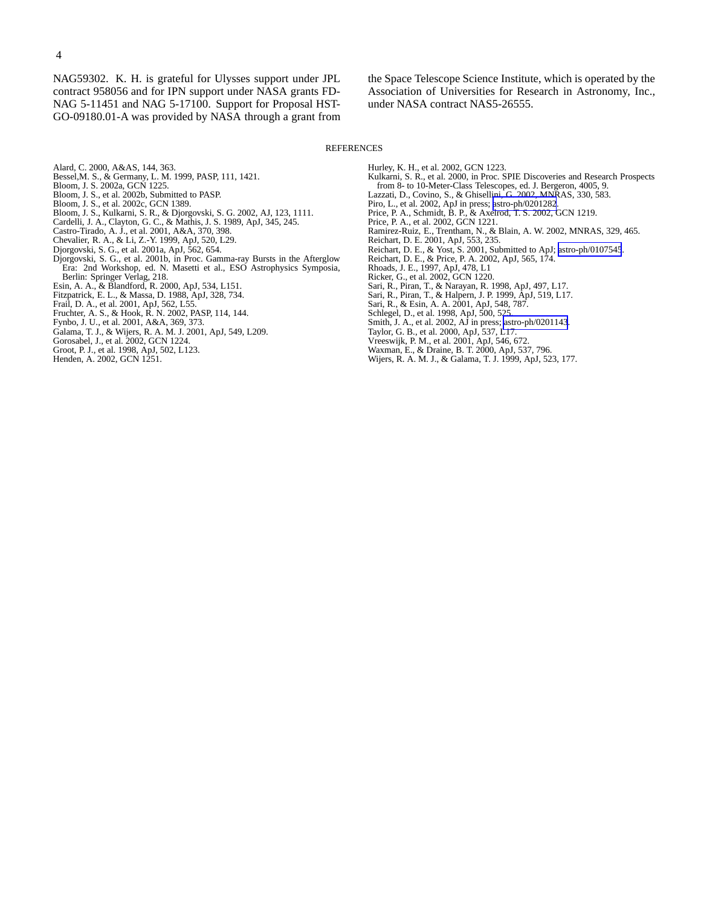NAG59302. K. H. is grateful for Ulysses support under JPL contract 958056 and for IPN support under NASA grants FD-NAG 5-11451 and NAG 5-17100. Support for Proposal HST-GO-09180.01-A was provided by NASA through a grant from the Space Telescope Science Institute, which is operated by the Association of Universities for Research in Astronomy, Inc., under NASA contract NAS5-26555.

## REFERENCES

Alard, C. 2000, A&AS, 144, 363.
Bessel,M. S., & Germany, L. M. 1999, PASP, 111, 1421.
Bloom, J. S. 2002a, GCN 1225.
Bloom, J. S., et al. 2002b, Submitted to PASP.
Bloom, J. S., et al. 2002c, GCN 1389.
Bloom, J. S., Kulkarni, S. R., & Djorgovski, S. G. 2002, AJ, 123, 1111.
Cardelli, J. A., Clayton, G. C., & Mathis, J. S. 1989, ApJ, 345, 245.
Castro-Tirado, A. J., et al. 2001, A&A, 370, 398.
Chevalier, R. A., & Li, Z.-Y. 1999, ApJ, 520, L29.
Djorgovski, S. G., et al. 2001a, ApJ, 562, 654.
Djorgovski, S. G., et al. 2001b, in Proc. Gamma-ray Bursts in the Afterglow Era: 2nd Workshop, ed. N. Masetti et al., ESO Astrophysics Symposia, Berlin: Springer Verlag, 218.
Esin, A. A., & Blandford, R. 2000, ApJ, 534, L151.
Fitzpatrick, E. L., & Massa, D. 1988, ApJ, 328, 734.
Frail, D. A., et al. 2001, ApJ, 562, L55.
Fruchter, A. S., & Hook, R. N. 2002, PASP, 114, 144.
Fynbo, J. U., et al. 2001, A&A, 369, 373.
Galama, T. J., & Wijers, R. A. M. J. 2001, ApJ, 549, L209.
Gorosabel, J., et al. 2002, GCN 1224.
Groot, P. J., et al. 1998, ApJ, 502, L123.
Henden, A. 2002, GCN 1251.
Hurley, K. H., et al. 2002, GCN 1223.
Kulkarni, S. R., et al. 2000, in Proc. SPIE Discoveries and Research Prospects from 8- to 10-Meter-Class Telescopes, ed. J. Bergeron, 4005, 9.
Lazzati, D., Covino, S., & Ghisellini, G. 2002, MNRAS, 330, 583.
Piro, L., et al. 2002, ApJ in press; astro-ph/0201282.
Price, P. A., Schmidt, B. P., & Axelrod, T. S. 2002, GCN 1219.
Price, P. A., et al. 2002, GCN 1221.
Ramirez-Ruiz, E., Trentham, N., & Blain, A. W. 2002, MNRAS, 329, 465.
Reichart, D. E. 2001, ApJ, 553, 235.
Reichart, D. E., & Yost, S. 2001, Submitted to ApJ; astro-ph/0107545.
Reichart, D. E., & Price, P. A. 2002, ApJ, 565, 174.
Rhoads, J. E., 1997, ApJ, 478, L1
Ricker, G., et al. 2002, GCN 1220.
Sari, R., Piran, T., & Narayan, R. 1998, ApJ, 497, L17.
Sari, R., Piran, T., & Halpern, J. P. 1999, ApJ, 519, L17.
Sari, R., & Esin, A. A. 2001, ApJ, 548, 787.
Schlegel, D., et al. 1998, ApJ, 500, 525.
Smith, J. A., et al. 2002, AJ in press; astro-ph/0201143.
Taylor, G. B., et al. 2000, ApJ, 537, L17.
Vreeswijk, P. M., et al. 2001, ApJ, 546, 672.
Waxman, E., & Draine, B. T. 2000, ApJ, 537, 796.
Wijers, R. A. M. J., & Galama, T. J. 1999, ApJ, 523, 177.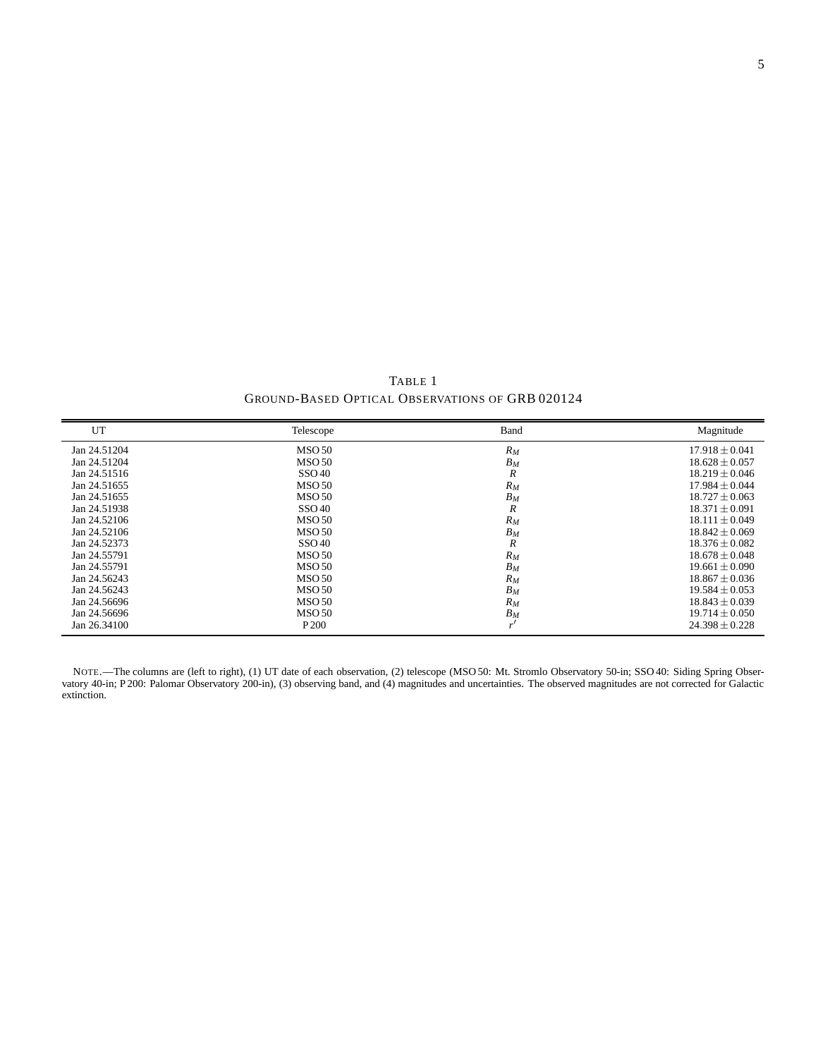TABLE 1
GROUND-BASED OPTICAL OBSERVATIONS OF GRB 020124

| UT | Telescope | Band | Magnitude |
|---|---|---|---|
| Jan 24.51204 | MSO 50 | $R_M$ | $17.918 \pm 0.041$ |
| Jan 24.51204 | MSO 50 | $B_M$ | $18.628 \pm 0.057$ |
| Jan 24.51516 | SSO 40 | $R$ | $18.219 \pm 0.046$ |
| Jan 24.51655 | MSO 50 | $R_M$ | $17.984 \pm 0.044$ |
| Jan 24.51655 | MSO 50 | $B_M$ | $18.727 \pm 0.063$ |
| Jan 24.51938 | SSO 40 | $R$ | $18.371 \pm 0.091$ |
| Jan 24.52106 | MSO 50 | $R_M$ | $18.111 \pm 0.049$ |
| Jan 24.52106 | MSO 50 | $B_M$ | $18.842 \pm 0.069$ |
| Jan 24.52373 | SSO 40 | $R$ | $18.376 \pm 0.082$ |
| Jan 24.55791 | MSO 50 | $R_M$ | $18.678 \pm 0.048$ |
| Jan 24.55791 | MSO 50 | $B_M$ | $19.661 \pm 0.090$ |
| Jan 24.56243 | MSO 50 | $R_M$ | $18.867 \pm 0.036$ |
| Jan 24.56243 | MSO 50 | $B_M$ | $19.584 \pm 0.053$ |
| Jan 24.56696 | MSO 50 | $R_M$ | $18.843 \pm 0.039$ |
| Jan 24.56696 | MSO 50 | $B_M$ | $19.714 \pm 0.050$ |
| Jan 26.34100 | P 200 | $r'$ | $24.398 \pm 0.228$ |

NOTE.—The columns are (left to right), (1) UT date of each observation, (2) telescope (MSO 50: Mt. Stromlo Observatory 50-in; SSO 40: Siding Spring Observatory 40-in; P 200: Palomar Observatory 200-in), (3) observing band, and (4) magnitudes and uncertainties. The observed magnitudes are not corrected for Galactic extinction.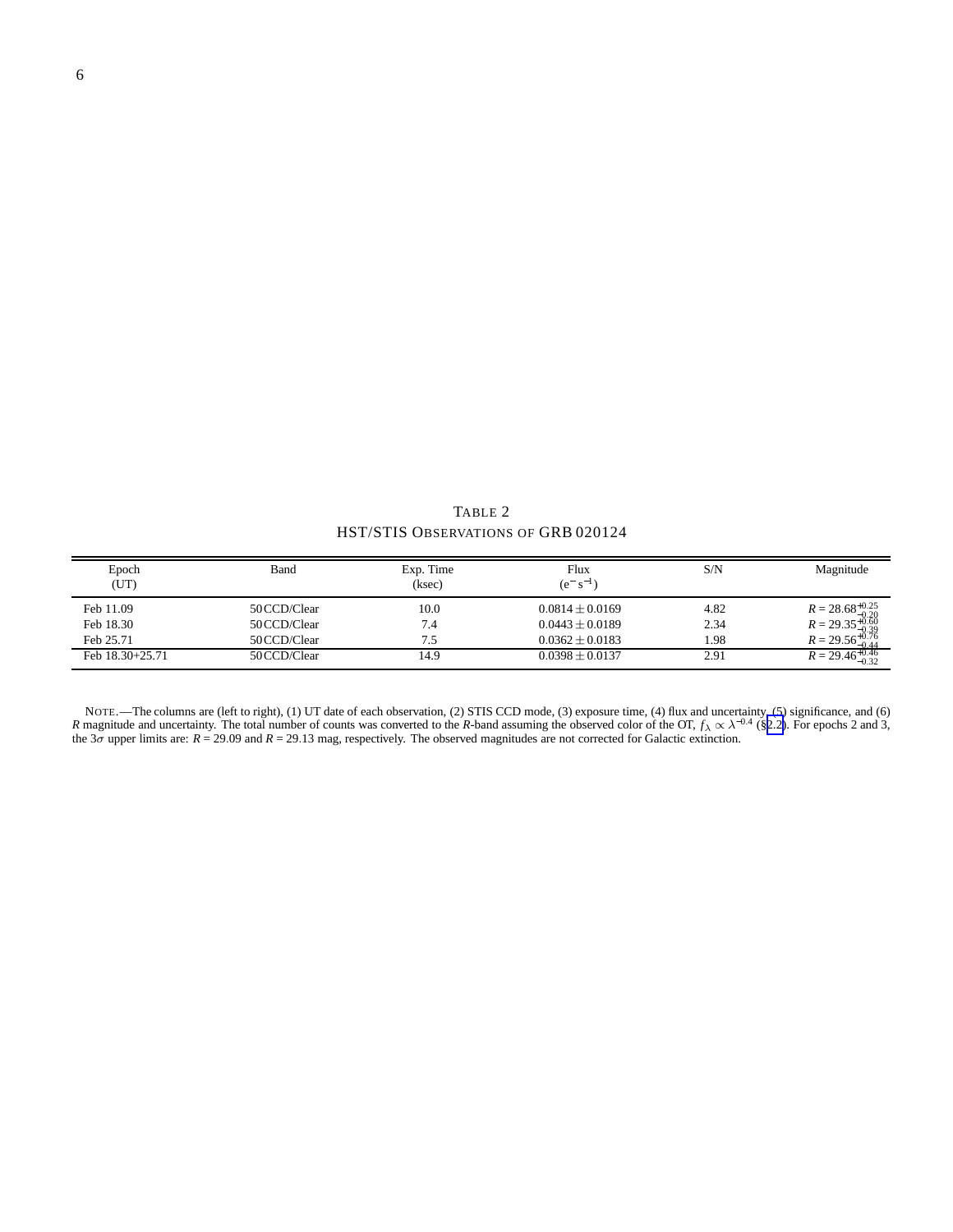TABLE 2
HST/STIS OBSERVATIONS OF GRB 020124

| Epoch (UT) | Band | Exp. Time (ksec) | Flux ($e^- s^{-1}$) | S/N | Magnitude |
|---|---|---|---|---|---|
| Feb 11.09 | 50CCD/Clear | 10.0 | $0.0814 \pm 0.0169$ | 4.82 | $R = 28.68^{+0.25}_{-0.20}$ |
| Feb 18.30 | 50CCD/Clear | 7.4 | $0.0443 \pm 0.0189$ | 2.34 | $R = 29.35^{+0.60}_{-0.39}$ |
| Feb 25.71 | 50CCD/Clear | 7.5 | $0.0362 \pm 0.0183$ | 1.98 | $R = 29.56^{+0.76}_{-0.44}$ |
| Feb 18.30+25.71 | 50CCD/Clear | 14.9 | $0.0398 \pm 0.0137$ | 2.91 | $R = 29.46^{+0.46}_{-0.32}$ |

NOTE.—The columns are (left to right), (1) UT date of each observation, (2) STIS CCD mode, (3) exposure time, (4) flux and uncertainty, (5) significance, and (6) $R$ magnitude and uncertainty. The total number of counts was converted to the $R$-band assuming the observed color of the OT, $f_\lambda \propto \lambda^{-0.4}$ (§2.2). For epochs 2 and 3, the $3\sigma$ upper limits are: $R = 29.09$ and $R = 29.13$ mag, respectively. The observed magnitudes are not corrected for Galactic extinction.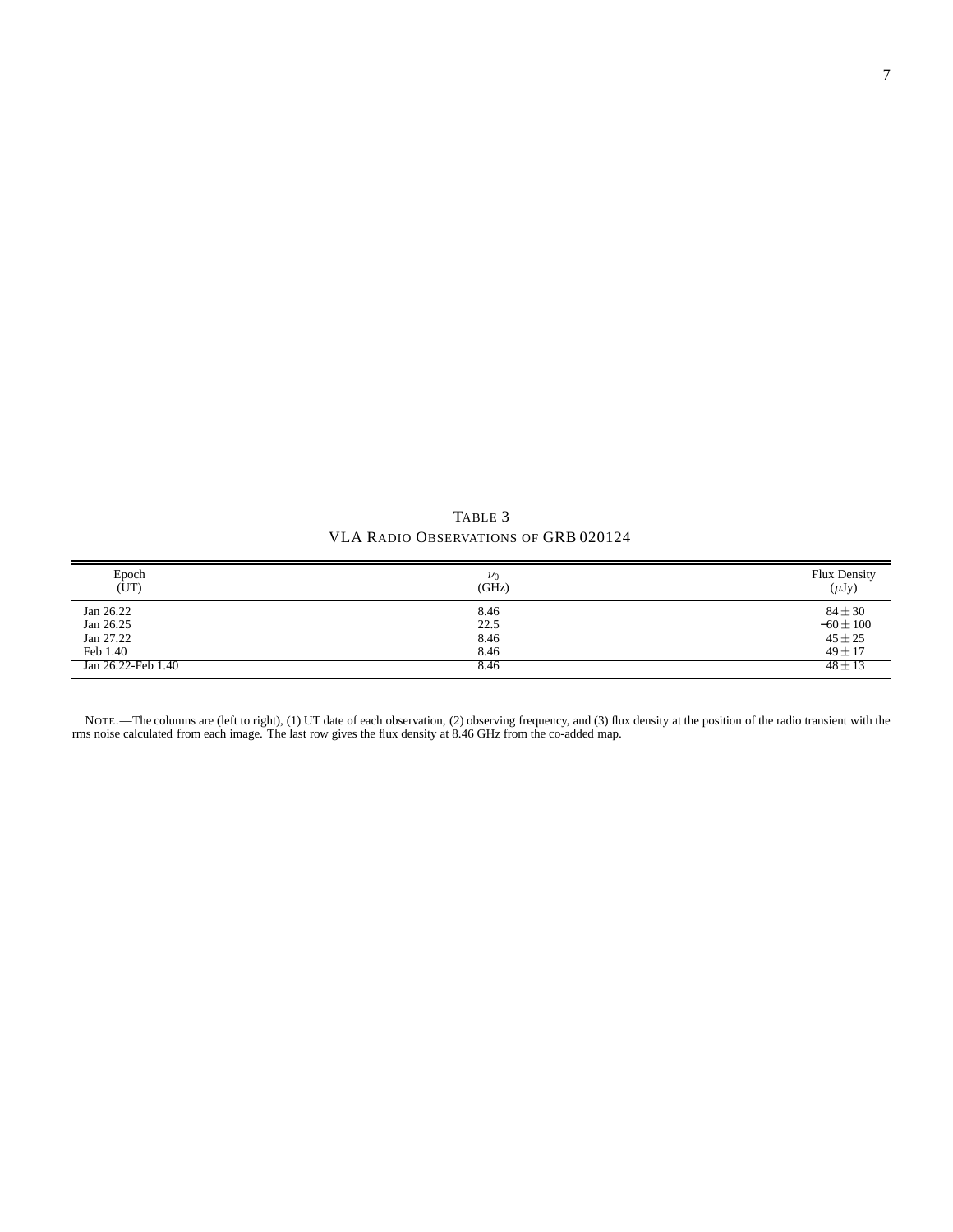TABLE 3

VLA RADIO OBSERVATIONS OF GRB 020124

| Epoch (UT) | $\nu_0$ (GHz) | Flux Density ($\mu$Jy) |
|---|---|---|
| Jan 26.22 | 8.46 | $84 \pm 30$ |
| Jan 26.25 | 22.5 | $-60 \pm 100$ |
| Jan 27.22 | 8.46 | $45 \pm 25$ |
| Feb 1.40 | 8.46 | $49 \pm 17$ |
| Jan 26.22-Feb 1.40 | 8.46 | $48 \pm 13$ |

NOTE.—The columns are (left to right), (1) UT date of each observation, (2) observing frequency, and (3) flux density at the position of the radio transient with the rms noise calculated from each image. The last row gives the flux density at 8.46 GHz from the co-added map.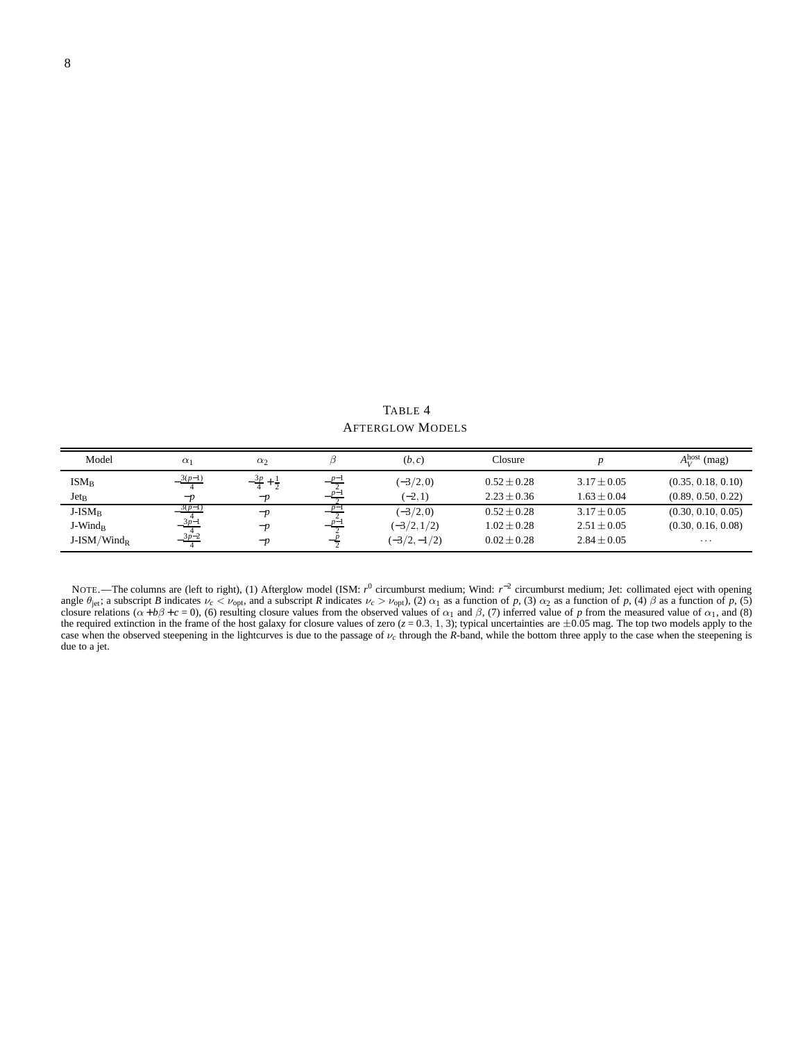TABLE 4

AFTERGLOW MODELS

| Model | $\alpha_1$ | $\alpha_2$ | $\beta$ | $(b,c)$ | Closure | $p$ | $A_V^{\rm host}$ (mag) |
|---|---|---|---|---|---|---|---|
| $\rm ISM_B$ | $-\frac{3(p-1)}{4}$ | $-\frac{3p}{4}+\frac{1}{2}$ | $-\frac{p-1}{2}$ | $(-3/2,0)$ | $0.52\pm0.28$ | $3.17\pm0.05$ | (0.35, 0.18, 0.10) |
| $\rm Jet_B$ | $-p$ | $-p$ | $-\frac{p-1}{2}$ | $(-2,1)$ | $2.23\pm0.36$ | $1.63\pm0.04$ | (0.89, 0.50, 0.22) |
| $\rm J\text{-}ISM_B$ | $-\frac{3(p-1)}{4}$ | $-p$ | $-\frac{p-1}{2}$ | $(-3/2,0)$ | $0.52\pm0.28$ | $3.17\pm0.05$ | (0.30, 0.10, 0.05) |
| $\rm J\text{-}Wind_B$ | $-\frac{3p-1}{4}$ | $-p$ | $-\frac{p-1}{2}$ | $(-3/2,1/2)$ | $1.02\pm0.28$ | $2.51\pm0.05$ | (0.30, 0.16, 0.08) |
| $\rm J\text{-}ISM/Wind_R$ | $-\frac{3p-2}{4}$ | $-p$ | $-\frac{p}{2}$ | $(-3/2,-1/2)$ | $0.02\pm0.28$ | $2.84\pm0.05$ | ... |

NOTE.—The columns are (left to right), (1) Afterglow model (ISM: $r^0$ circumburst medium; Wind: $r^{-2}$ circumburst medium; Jet: collimated eject with opening angle $\theta_{\rm jet}$; a subscript $B$ indicates $\nu_c < \nu_{\rm opt}$, and a subscript $R$ indicates $\nu_c > \nu_{\rm opt}$), (2) $\alpha_1$ as a function of $p$, (3) $\alpha_2$ as a function of $p$, (4) $\beta$ as a function of $p$, (5) closure relations ($\alpha+b\beta+c=0$), (6) resulting closure values from the observed values of $\alpha_1$ and $\beta$, (7) inferred value of $p$ from the measured value of $\alpha_1$, and (8) the required extinction in the frame of the host galaxy for closure values of zero ($z=0.3,\ 1,\ 3$); typical uncertainties are $\pm0.05$ mag. The top two models apply to the case when the observed steepening in the lightcurves is due to the passage of $\nu_c$ through the $R$-band, while the bottom three apply to the case when the steepening is due to a jet.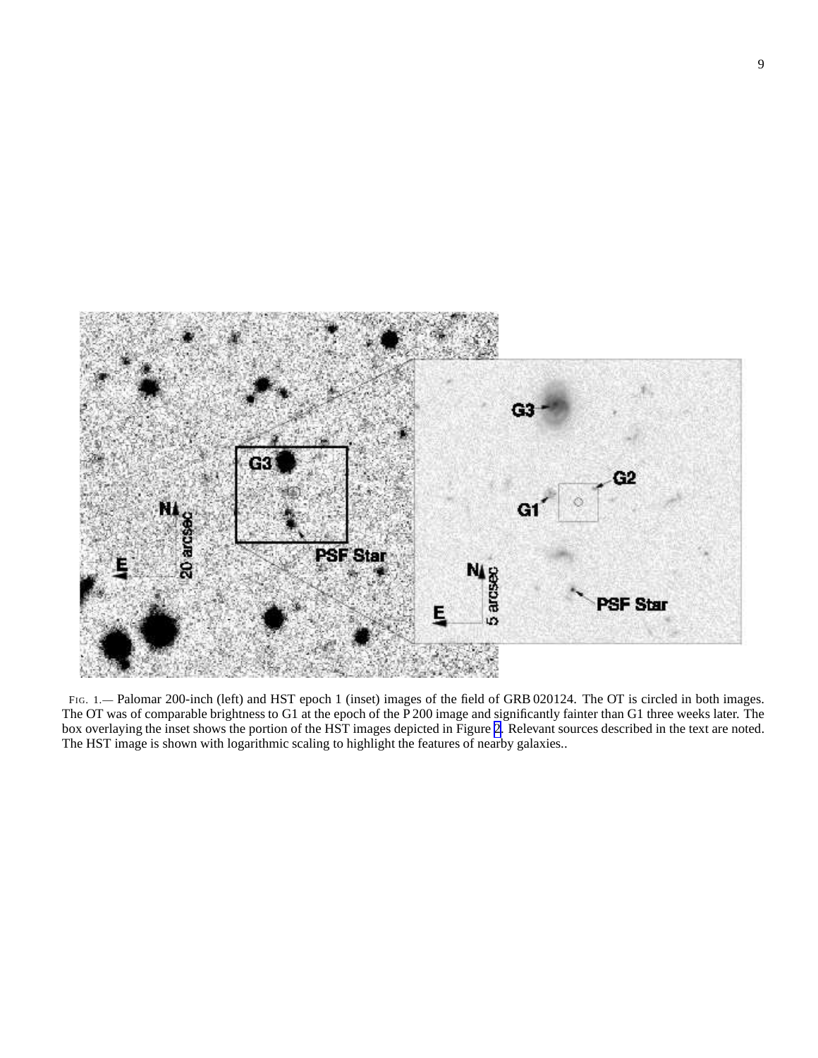FIG. 1.— Palomar 200-inch (left) and HST epoch 1 (inset) images of the field of GRB 020124. The OT is circled in both images. The OT was of comparable brightness to G1 at the epoch of the P 200 image and significantly fainter than G1 three weeks later. The box overlaying the inset shows the portion of the HST images depicted in Figure 2. Relevant sources described in the text are noted. The HST image is shown with logarithmic scaling to highlight the features of nearby galaxies..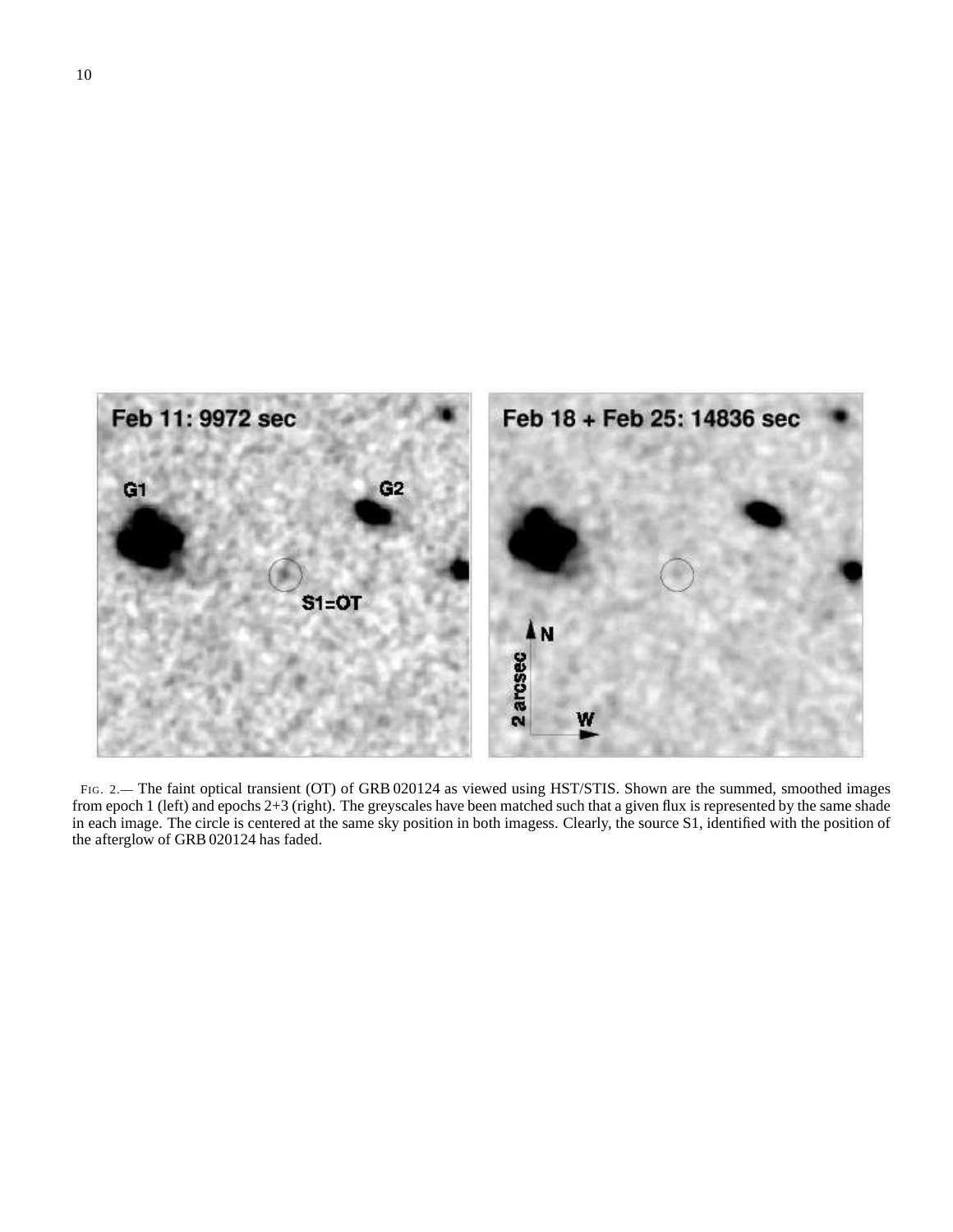FIG. 2.— The faint optical transient (OT) of GRB 020124 as viewed using HST/STIS. Shown are the summed, smoothed images from epoch 1 (left) and epochs 2+3 (right). The greyscales have been matched such that a given flux is represented by the same shade in each image. The circle is centered at the same sky position in both imagess. Clearly, the source S1, identified with the position of the afterglow of GRB 020124 has faded.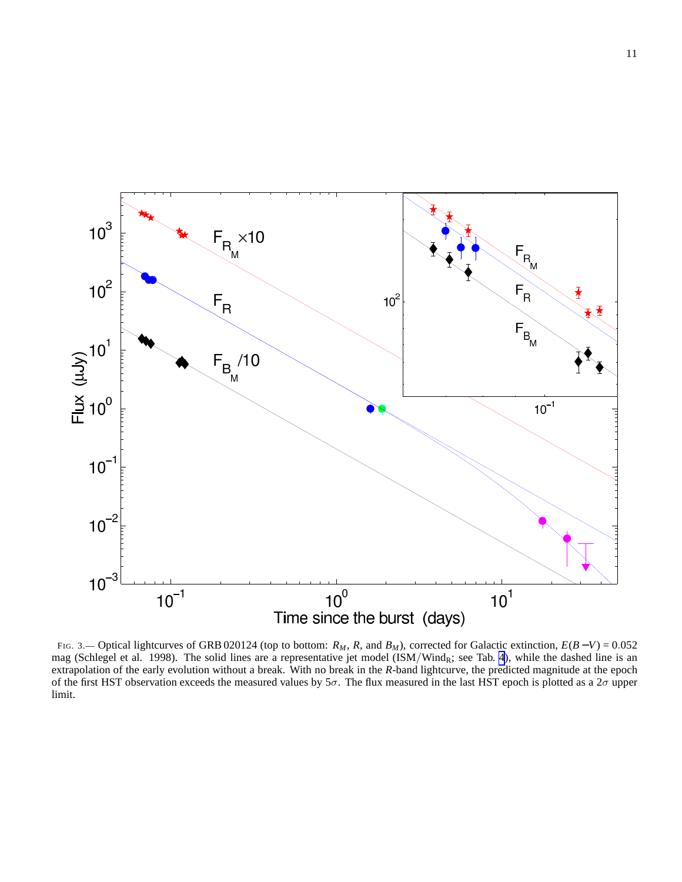FIG. 3.— Optical lightcurves of GRB 020124 (top to bottom: $R_M$, $R$, and $B_M$), corrected for Galactic extinction, $E(B-V) = 0.052$ mag (Schlegel et al. 1998). The solid lines are a representative jet model (ISM/Wind$_R$; see Tab. 4), while the dashed line is an extrapolation of the early evolution without a break. With no break in the $R$-band lightcurve, the predicted magnitude at the epoch of the first HST observation exceeds the measured values by $5\sigma$. The flux measured in the last HST epoch is plotted as a $2\sigma$ upper limit.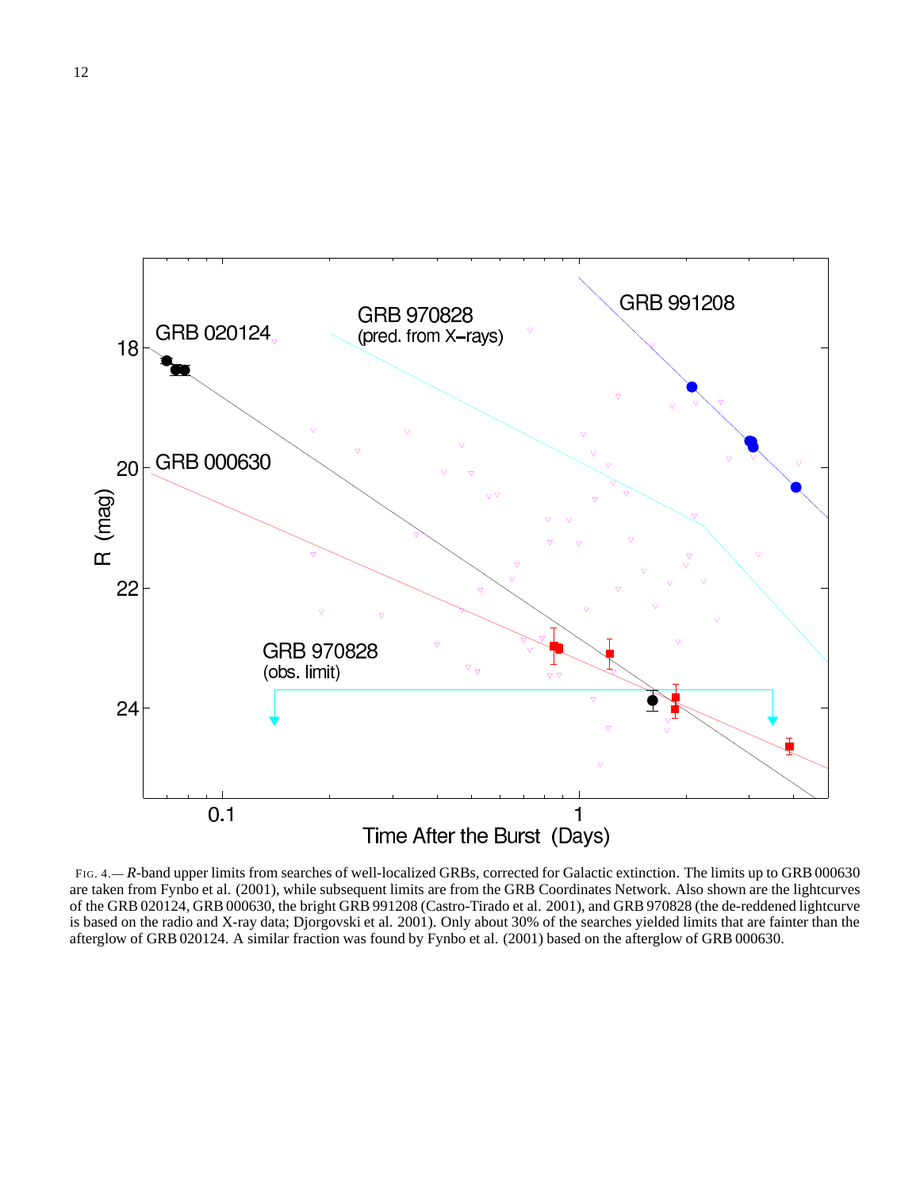FIG. 4.— *R*-band upper limits from searches of well-localized GRBs, corrected for Galactic extinction. The limits up to GRB 000630 are taken from Fynbo et al. (2001), while subsequent limits are from the GRB Coordinates Network. Also shown are the lightcurves of the GRB 020124, GRB 000630, the bright GRB 991208 (Castro-Tirado et al. 2001), and GRB 970828 (the de-reddened lightcurve is based on the radio and X-ray data; Djorgovski et al. 2001). Only about 30% of the searches yielded limits that are fainter than the afterglow of GRB 020124. A similar fraction was found by Fynbo et al. (2001) based on the afterglow of GRB 000630.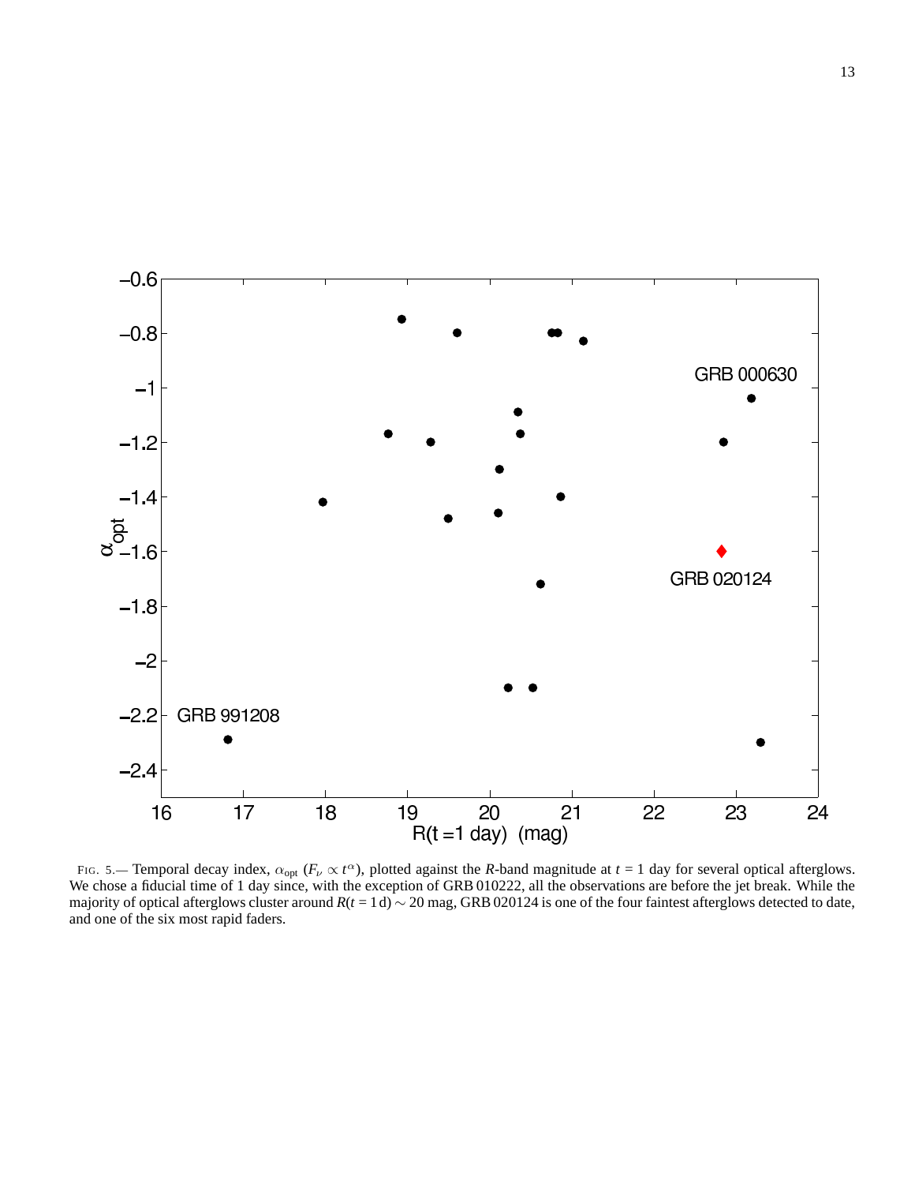GRB 000630

GRB 020124

GRB 991208

$\alpha_{opt}$

R(t =1 day) (mag)

−0.6

−0.8

−1

−1.2

−1.4

−1.6

−1.8

−2

−2.2

−2.4

16 17 18 19 20 21 22 23 24

FIG. 5.— Temporal decay index, $\alpha_{\rm opt}$ ($F_\nu \propto t^\alpha$), plotted against the *R*-band magnitude at *t* = 1 day for several optical afterglows. We chose a fiducial time of 1 day since, with the exception of GRB 010222, all the observations are before the jet break. While the majority of optical afterglows cluster around $R(t = 1\,{\rm d}) \sim 20$ mag, GRB 020124 is one of the four faintest afterglows detected to date, and one of the six most rapid faders.